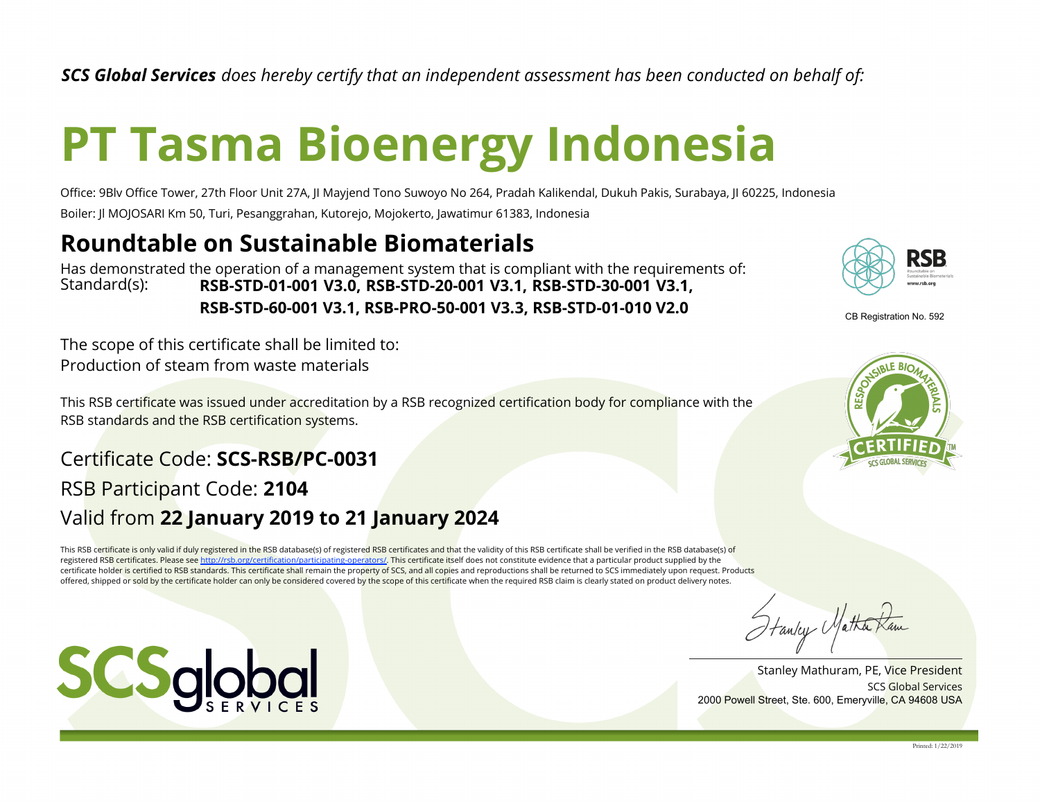***SCS Global Services** does hereby certify that an independent assessment has been conducted on behalf of:*

# PT Tasma Bioenergy Indonesia

Office: 9Blv Office Tower, 27th Floor Unit 27A, Jl Mayjend Tono Suwoyo No 264, Pradah Kalikendal, Dukuh Pakis, Surabaya, JI 60225, Indonesia

Boiler: Jl MOJOSARI Km 50, Turi, Pesanggrahan, Kutorejo, Mojokerto, Jawatimur 61383, Indonesia

## Roundtable on Sustainable Biomaterials

Has demonstrated the operation of a management system that is compliant with the requirements of:

Standard(s): **RSB-STD-01-001 V3.0, RSB-STD-20-001 V3.1, RSB-STD-30-001 V3.1, RSB-STD-60-001 V3.1, RSB-PRO-50-001 V3.3, RSB-STD-01-010 V2.0**

CB Registration No. 592

The scope of this certificate shall be limited to:
Production of steam from waste materials

This RSB certificate was issued under accreditation by a RSB recognized certification body for compliance with the RSB standards and the RSB certification systems.

Certificate Code: **SCS-RSB/PC-0031**

RSB Participant Code: **2104**

Valid from **22 January 2019 to 21 January 2024**

This RSB certificate is only valid if duly registered in the RSB database(s) of registered RSB certificates and that the validity of this RSB certificate shall be verified in the RSB database(s) of registered RSB certificates. Please see http://rsb.org/certification/participating-operators/. This certificate itself does not constitute evidence that a particular product supplied by the certificate holder is certified to RSB standards. This certificate shall remain the property of SCS, and all copies and reproductions shall be returned to SCS immediately upon request. Products offered, shipped or sold by the certificate holder can only be considered covered by the scope of this certificate when the required RSB claim is clearly stated on product delivery notes.

Stanley Mathuram, PE, Vice President
SCS Global Services
2000 Powell Street, Ste. 600, Emeryville, CA 94608 USA

Printed: 1/22/2019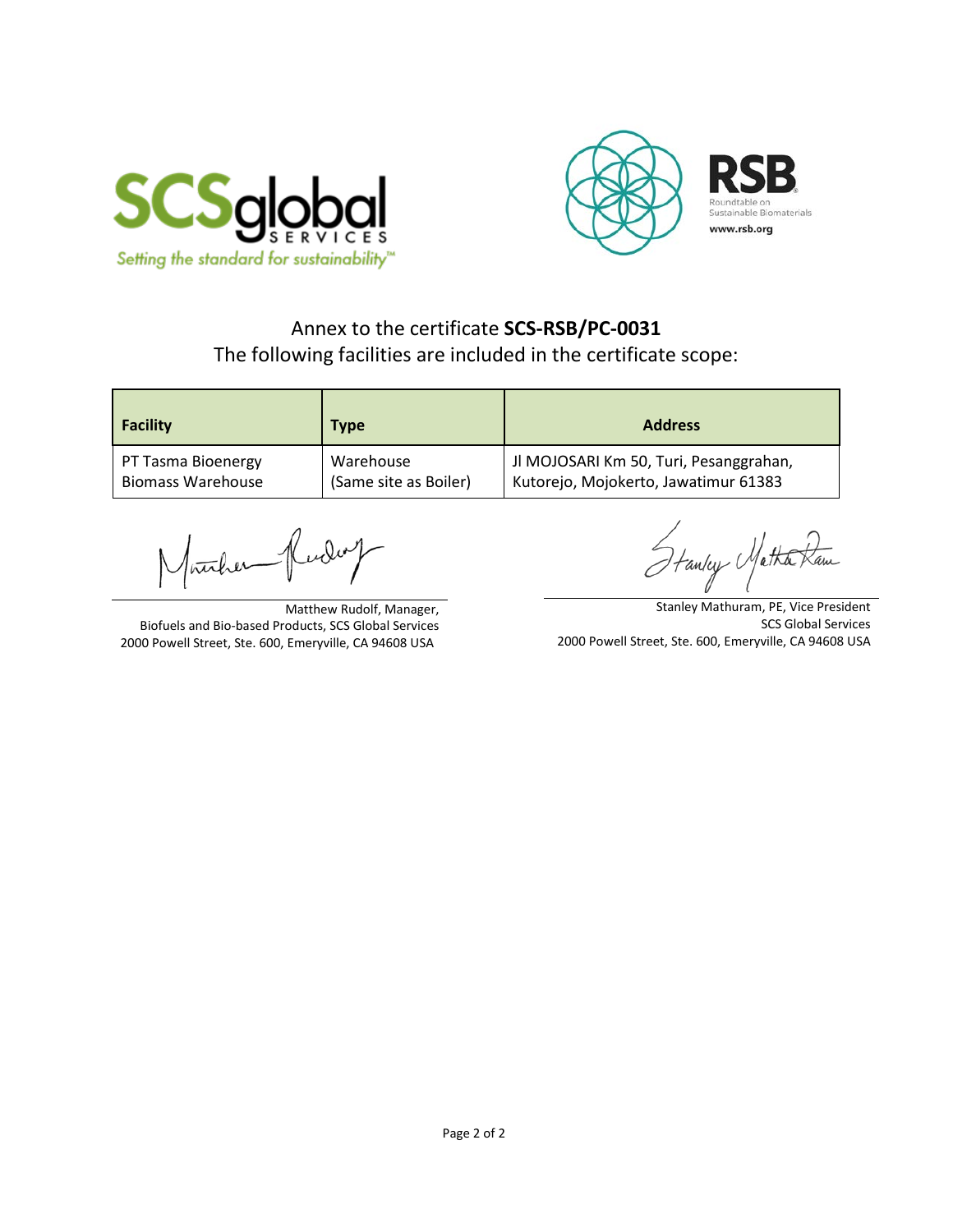Annex to the certificate **SCS-RSB/PC-0031**

The following facilities are included in the certificate scope:

| Facility | Type | Address |
|---|---|---|
| PT Tasma Bioenergy Biomass Warehouse | Warehouse (Same site as Boiler) | Jl MOJOSARI Km 50, Turi, Pesanggrahan, Kutorejo, Mojokerto, Jawatimur 61383 |

Matthew Rudolf, Manager,
Biofuels and Bio-based Products, SCS Global Services
2000 Powell Street, Ste. 600, Emeryville, CA 94608 USA

Stanley Mathuram, PE, Vice President
SCS Global Services
2000 Powell Street, Ste. 600, Emeryville, CA 94608 USA